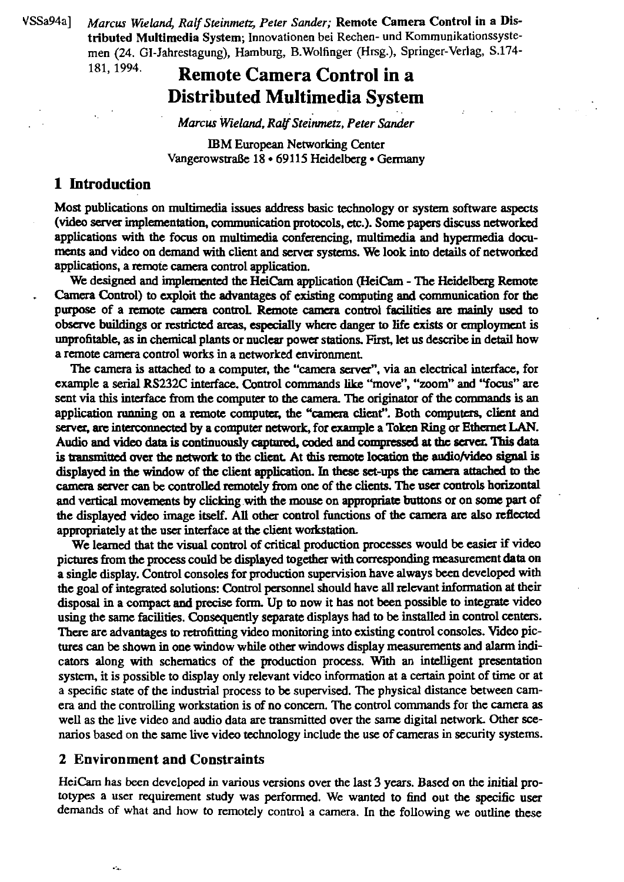VSSa94a] *Marcus Wieland, Ralf Steinmetz, Peter Sander;* **Remote Camera Control in a Distributed Multimedia System**; Innovationen bei Rechen- und Kommunikationssystemen (24. GI-Jahrestagung), Hamburg, B.Wolfinger (Hrsg.), Springer-Verlag, S.174-181, 1994.

# Remote Camera Control in a Distributed Multimedia System

*Marcus Wieland, Ralf Steinmetz, Peter Sander*

IBM European Networking Center
Vangerowstraße 18 • 69115 Heidelberg • Germany

## 1 Introduction

Most publications on multimedia issues address basic technology or system software aspects (video server implementation, communication protocols, etc.). Some papers discuss networked applications with the focus on multimedia conferencing, multimedia and hypermedia documents and video on demand with client and server systems. We look into details of networked applications, a remote camera control application.

We designed and implemented the HeiCam application (HeiCam - The Heidelberg Remote Camera Control) to exploit the advantages of existing computing and communication for the purpose of a remote camera control. Remote camera control facilities are mainly used to observe buildings or restricted areas, especially where danger to life exists or employment is unprofitable, as in chemical plants or nuclear power stations. First, let us describe in detail how a remote camera control works in a networked environment.

The camera is attached to a computer, the "camera server", via an electrical interface, for example a serial RS232C interface. Control commands like "move", "zoom" and "focus" are sent via this interface from the computer to the camera. The originator of the commands is an application running on a remote computer, the "camera client". Both computers, client and server, are interconnected by a computer network, for example a Token Ring or Ethernet LAN. Audio and video data is continuously captured, coded and compressed at the server. This data is transmitted over the network to the client. At this remote location the audio/video signal is displayed in the window of the client application. In these set-ups the camera attached to the camera server can be controlled remotely from one of the clients. The user controls horizontal and vertical movements by clicking with the mouse on appropriate buttons or on some part of the displayed video image itself. All other control functions of the camera are also reflected appropriately at the user interface at the client workstation.

We learned that the visual control of critical production processes would be easier if video pictures from the process could be displayed together with corresponding measurement data on a single display. Control consoles for production supervision have always been developed with the goal of integrated solutions: Control personnel should have all relevant information at their disposal in a compact and precise form. Up to now it has not been possible to integrate video using the same facilities. Consequently separate displays had to be installed in control centers. There are advantages to retrofitting video monitoring into existing control consoles. Video pictures can be shown in one window while other windows display measurements and alarm indicators along with schematics of the production process. With an intelligent presentation system, it is possible to display only relevant video information at a certain point of time or at a specific state of the industrial process to be supervised. The physical distance between camera and the controlling workstation is of no concern. The control commands for the camera as well as the live video and audio data are transmitted over the same digital network. Other scenarios based on the same live video technology include the use of cameras in security systems.

## 2 Environment and Constraints

HeiCam has been developed in various versions over the last 3 years. Based on the initial prototypes a user requirement study was performed. We wanted to find out the specific user demands of what and how to remotely control a camera. In the following we outline these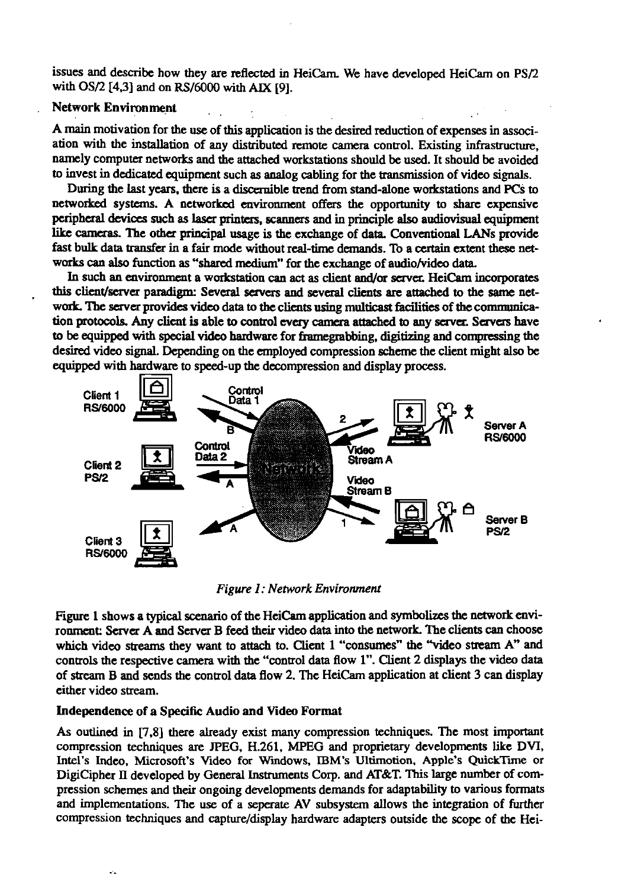issues and describe how they are reflected in HeiCam. We have developed HeiCam on PS/2 with OS/2 [4,3] and on RS/6000 with AIX [9].

## Network Environment

A main motivation for the use of this application is the desired reduction of expenses in association with the installation of any distributed remote camera control. Existing infrastructure, namely computer networks and the attached workstations should be used. It should be avoided to invest in dedicated equipment such as analog cabling for the transmission of video signals.

During the last years, there is a discernible trend from stand-alone workstations and PCs to networked systems. A networked environment offers the opportunity to share expensive peripheral devices such as laser printers, scanners and in principle also audiovisual equipment like cameras. The other principal usage is the exchange of data. Conventional LANs provide fast bulk data transfer in a fair mode without real-time demands. To a certain extent these networks can also function as "shared medium" for the exchange of audio/video data.

In such an environment a workstation can act as client and/or server. HeiCam incorporates this client/server paradigm: Several servers and several clients are attached to the same network. The server provides video data to the clients using multicast facilities of the communication protocols. Any client is able to control every camera attached to any server. Servers have to be equipped with special video hardware for framegrabbing, digitizing and compressing the desired video signal. Depending on the employed compression scheme the client might also be equipped with hardware to speed-up the decompression and display process.

*Figure 1: Network Environment*

Figure 1 shows a typical scenario of the HeiCam application and symbolizes the network environment: Server A and Server B feed their video data into the network. The clients can choose which video streams they want to attach to. Client 1 "consumes" the "video stream A" and controls the respective camera with the "control data flow 1". Client 2 displays the video data of stream B and sends the control data flow 2. The HeiCam application at client 3 can display either video stream.

## Independence of a Specific Audio and Video Format

As outlined in [7,8] there already exist many compression techniques. The most important compression techniques are JPEG, H.261, MPEG and proprietary developments like DVI, Intel's Indeo, Microsoft's Video for Windows, IBM's Ultimotion, Apple's QuickTime or DigiCipher II developed by General Instruments Corp. and AT&T. This large number of compression schemes and their ongoing developments demands for adaptability to various formats and implementations. The use of a seperate AV subsystem allows the integration of further compression techniques and capture/display hardware adapters outside the scope of the Hei-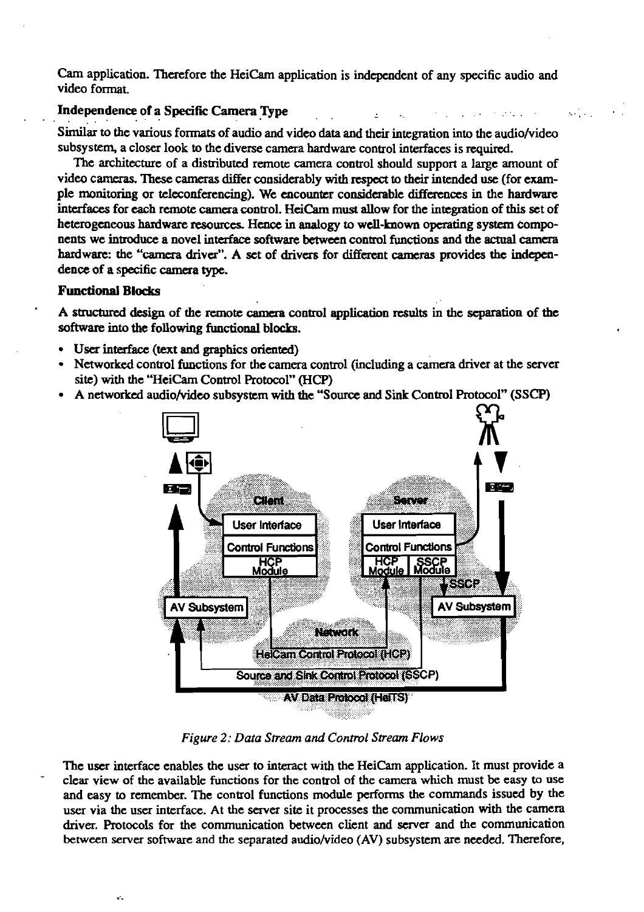Cam application. Therefore the HeiCam application is independent of any specific audio and video format.

### Independence of a Specific Camera Type

Similar to the various formats of audio and video data and their integration into the audio/video subsystem, a closer look to the diverse camera hardware control interfaces is required.

The architecture of a distributed remote camera control should support a large amount of video cameras. These cameras differ considerably with respect to their intended use (for example monitoring or teleconferencing). We encounter considerable differences in the hardware interfaces for each remote camera control. HeiCam must allow for the integration of this set of heterogeneous hardware resources. Hence in analogy to well-known operating system components we introduce a novel interface software between control functions and the actual camera hardware: the "camera driver". A set of drivers for different cameras provides the independence of a specific camera type.

### Functional Blocks

A structured design of the remote camera control application results in the separation of the software into the following functional blocks.

- User interface (text and graphics oriented)
- Networked control functions for the camera control (including a camera driver at the server site) with the "HeiCam Control Protocol" (HCP)
- A networked audio/video subsystem with the "Source and Sink Control Protocol" (SSCP)

*Figure 2: Data Stream and Control Stream Flows*

The user interface enables the user to interact with the HeiCam application. It must provide a clear view of the available functions for the control of the camera which must be easy to use and easy to remember. The control functions module performs the commands issued by the user via the user interface. At the server site it processes the communication with the camera driver. Protocols for the communication between client and server and the communication between server software and the separated audio/video (AV) subsystem are needed. Therefore,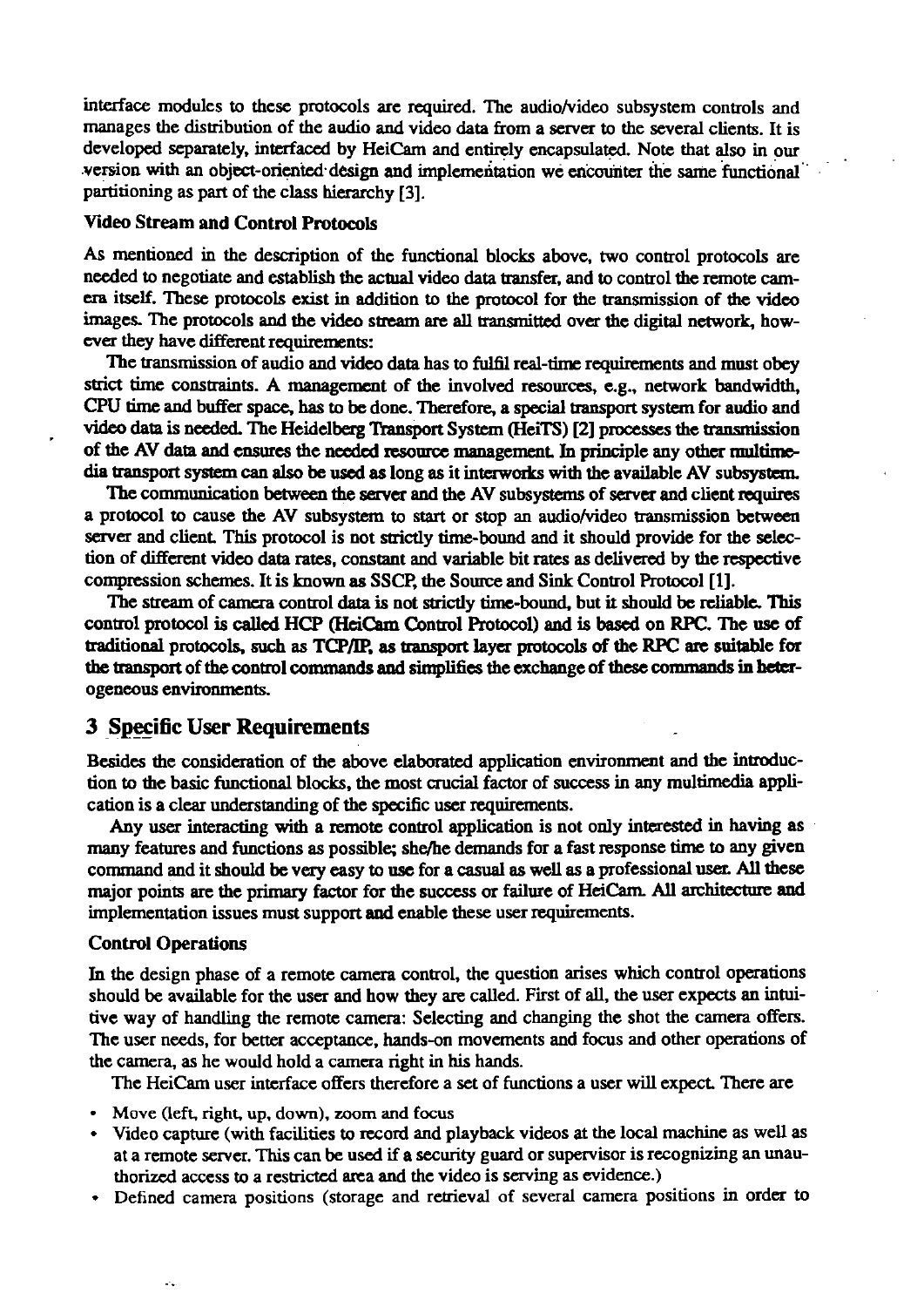interface modules to these protocols are required. The audio/video subsystem controls and manages the distribution of the audio and video data from a server to the several clients. It is developed separately, interfaced by HeiCam and entirely encapsulated. Note that also in our version with an object-oriented design and implementation we encounter the same functional partitioning as part of the class hierarchy [3].

### Video Stream and Control Protocols

As mentioned in the description of the functional blocks above, two control protocols are needed to negotiate and establish the actual video data transfer, and to control the remote camera itself. These protocols exist in addition to the protocol for the transmission of the video images. The protocols and the video stream are all transmitted over the digital network, however they have different requirements:

The transmission of audio and video data has to fulfil real-time requirements and must obey strict time constraints. A management of the involved resources, e.g., network bandwidth, CPU time and buffer space, has to be done. Therefore, a special transport system for audio and video data is needed. The Heidelberg Transport System (HeiTS) [2] processes the transmission of the AV data and ensures the needed resource management. In principle any other multimedia transport system can also be used as long as it interworks with the available AV subsystem.

The communication between the server and the AV subsystems of server and client requires a protocol to cause the AV subsystem to start or stop an audio/video transmission between server and client. This protocol is not strictly time-bound and it should provide for the selection of different video data rates, constant and variable bit rates as delivered by the respective compression schemes. It is known as SSCP, the Source and Sink Control Protocol [1].

The stream of camera control data is not strictly time-bound, but it should be reliable. This control protocol is called HCP (HeiCam Control Protocol) and is based on RPC. The use of traditional protocols, such as TCP/IP, as transport layer protocols of the RPC are suitable for the transport of the control commands and simplifies the exchange of these commands in heterogeneous environments.

## 3 Specific User Requirements

Besides the consideration of the above elaborated application environment and the introduction to the basic functional blocks, the most crucial factor of success in any multimedia application is a clear understanding of the specific user requirements.

Any user interacting with a remote control application is not only interested in having as many features and functions as possible; she/he demands for a fast response time to any given command and it should be very easy to use for a casual as well as a professional user. All these major points are the primary factor for the success or failure of HeiCam. All architecture and implementation issues must support and enable these user requirements.

### Control Operations

In the design phase of a remote camera control, the question arises which control operations should be available for the user and how they are called. First of all, the user expects an intuitive way of handling the remote camera: Selecting and changing the shot the camera offers. The user needs, for better acceptance, hands-on movements and focus and other operations of the camera, as he would hold a camera right in his hands.

The HeiCam user interface offers therefore a set of functions a user will expect. There are

- Move (left, right, up, down), zoom and focus
- Video capture (with facilities to record and playback videos at the local machine as well as at a remote server. This can be used if a security guard or supervisor is recognizing an unauthorized access to a restricted area and the video is serving as evidence.)
- Defined camera positions (storage and retrieval of several camera positions in order to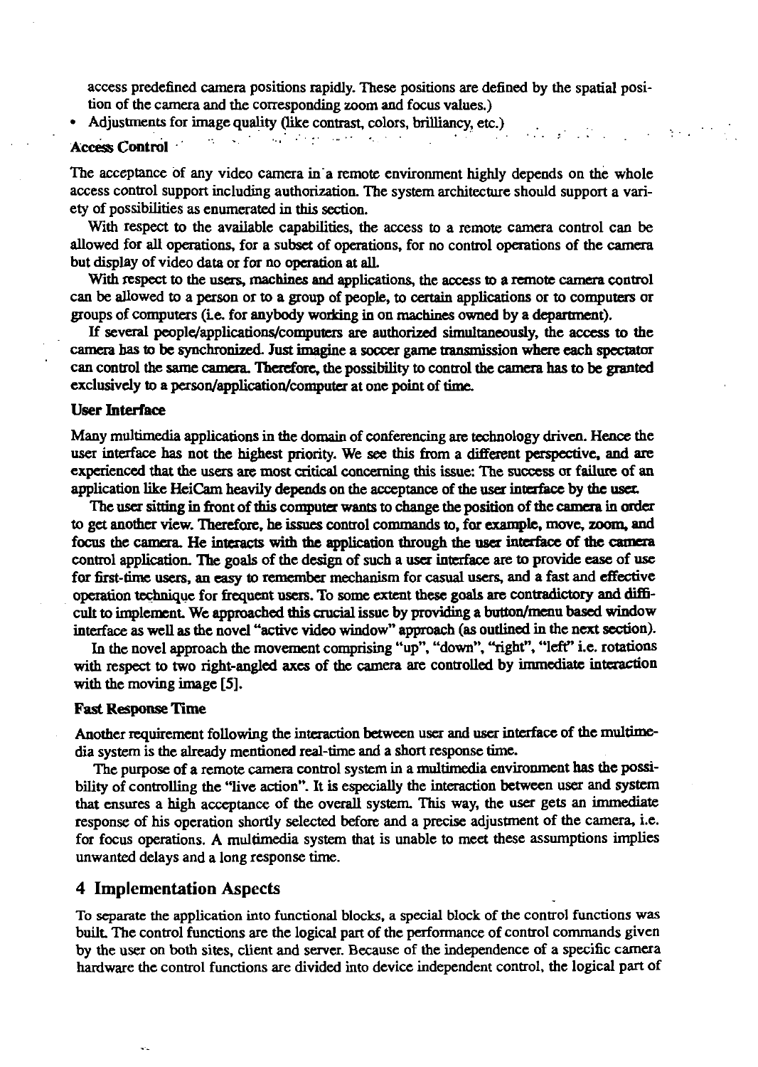access predefined camera positions rapidly. These positions are defined by the spatial position of the camera and the corresponding zoom and focus values.)

- Adjustments for image quality (like contrast, colors, brilliancy, etc.)

**Access Control**

The acceptance of any video camera in a remote environment highly depends on the whole access control support including authorization. The system architecture should support a variety of possibilities as enumerated in this section.

With respect to the available capabilities, the access to a remote camera control can be allowed for all operations, for a subset of operations, for no control operations of the camera but display of video data or for no operation at all.

With respect to the users, machines and applications, the access to a remote camera control can be allowed to a person or to a group of people, to certain applications or to computers or groups of computers (i.e. for anybody working in on machines owned by a department).

If several people/applications/computers are authorized simultaneously, the access to the camera has to be synchronized. Just imagine a soccer game transmission where each spectator can control the same camera. Therefore, the possibility to control the camera has to be granted exclusively to a person/application/computer at one point of time.

**User Interface**

Many multimedia applications in the domain of conferencing are technology driven. Hence the user interface has not the highest priority. We see this from a different perspective, and are experienced that the users are most critical concerning this issue: The success or failure of an application like HeiCam heavily depends on the acceptance of the user interface by the user.

The user sitting in front of this computer wants to change the position of the camera in order to get another view. Therefore, he issues control commands to, for example, move, zoom, and focus the camera. He interacts with the application through the user interface of the camera control application. The goals of the design of such a user interface are to provide ease of use for first-time users, an easy to remember mechanism for casual users, and a fast and effective operation technique for frequent users. To some extent these goals are contradictory and difficult to implement. We approached this crucial issue by providing a button/menu based window interface as well as the novel "active video window" approach (as outlined in the next section).

In the novel approach the movement comprising "up", "down", "right", "left" i.e. rotations with respect to two right-angled axes of the camera are controlled by immediate interaction with the moving image [5].

**Fast Response Time**

Another requirement following the interaction between user and user interface of the multimedia system is the already mentioned real-time and a short response time.

The purpose of a remote camera control system in a multimedia environment has the possibility of controlling the "live action". It is especially the interaction between user and system that ensures a high acceptance of the overall system. This way, the user gets an immediate response of his operation shortly selected before and a precise adjustment of the camera, i.e. for focus operations. A multimedia system that is unable to meet these assumptions implies unwanted delays and a long response time.

## 4 Implementation Aspects

To separate the application into functional blocks, a special block of the control functions was built. The control functions are the logical part of the performance of control commands given by the user on both sites, client and server. Because of the independence of a specific camera hardware the control functions are divided into device independent control, the logical part of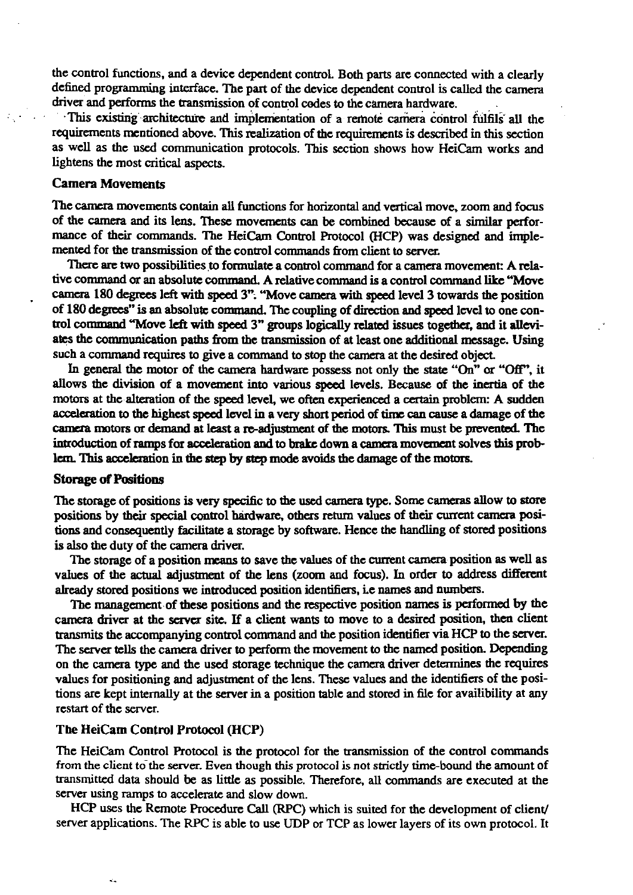the control functions, and a device dependent control. Both parts are connected with a clearly defined programming interface. The part of the device dependent control is called the camera driver and performs the transmission of control codes to the camera hardware.

This existing architecture and implementation of a remote camera control fulfils all the requirements mentioned above. This realization of the requirements is described in this section as well as the used communication protocols. This section shows how HeiCam works and lightens the most critical aspects.

### Camera Movements

The camera movements contain all functions for horizontal and vertical move, zoom and focus of the camera and its lens. These movements can be combined because of a similar performance of their commands. The HeiCam Control Protocol (HCP) was designed and implemented for the transmission of the control commands from client to server.

There are two possibilities to formulate a control command for a camera movement: A relative command or an absolute command. A relative command is a control command like "Move camera 180 degrees left with speed 3". "Move camera with speed level 3 towards the position of 180 degrees" is an absolute command. The coupling of direction and speed level to one control command "Move left with speed 3" groups logically related issues together, and it alleviates the communication paths from the transmission of at least one additional message. Using such a command requires to give a command to stop the camera at the desired object.

In general the motor of the camera hardware possess not only the state "On" or "Off", it allows the division of a movement into various speed levels. Because of the inertia of the motors at the alteration of the speed level, we often experienced a certain problem: A sudden acceleration to the highest speed level in a very short period of time can cause a damage of the camera motors or demand at least a re-adjustment of the motors. This must be prevented. The introduction of ramps for acceleration and to brake down a camera movement solves this problem. This acceleration in the step by step mode avoids the damage of the motors.

### Storage of Positions

The storage of positions is very specific to the used camera type. Some cameras allow to store positions by their special control hardware, others return values of their current camera positions and consequently facilitate a storage by software. Hence the handling of stored positions is also the duty of the camera driver.

The storage of a position means to save the values of the current camera position as well as values of the actual adjustment of the lens (zoom and focus). In order to address different already stored positions we introduced position identifiers, i.e names and numbers.

The management of these positions and the respective position names is performed by the camera driver at the server site. If a client wants to move to a desired position, then client transmits the accompanying control command and the position identifier via HCP to the server. The server tells the camera driver to perform the movement to the named position. Depending on the camera type and the used storage technique the camera driver determines the requires values for positioning and adjustment of the lens. These values and the identifiers of the positions are kept internally at the server in a position table and stored in file for availibility at any restart of the server.

### The HeiCam Control Protocol (HCP)

The HeiCam Control Protocol is the protocol for the transmission of the control commands from the client to the server. Even though this protocol is not strictly time-bound the amount of transmitted data should be as little as possible. Therefore, all commands are executed at the server using ramps to accelerate and slow down.

HCP uses the Remote Procedure Call (RPC) which is suited for the development of client/server applications. The RPC is able to use UDP or TCP as lower layers of its own protocol. It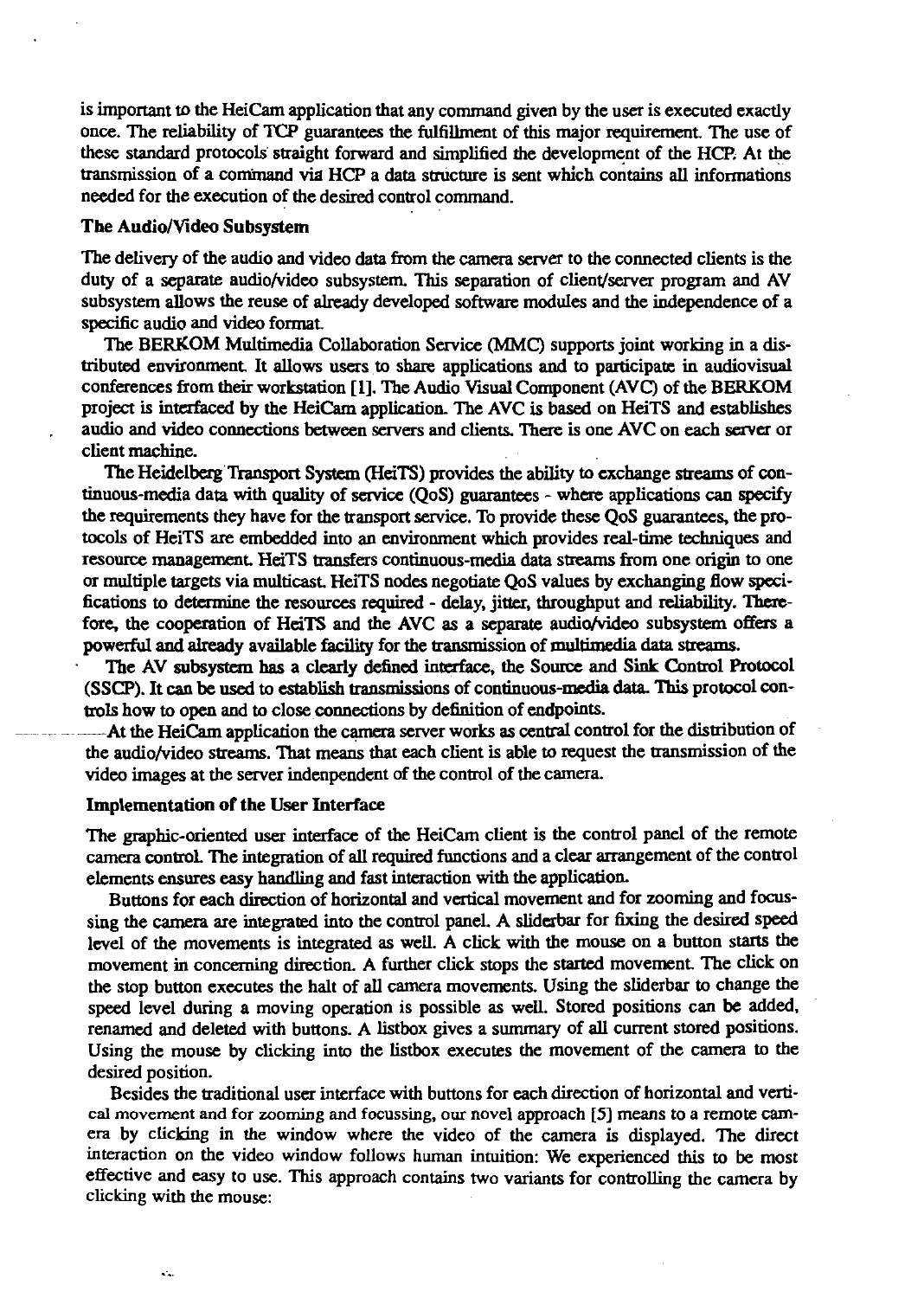is important to the HeiCam application that any command given by the user is executed exactly once. The reliability of TCP guarantees the fulfillment of this major requirement. The use of these standard protocols straight forward and simplified the development of the HCP. At the transmission of a command via HCP a data structure is sent which contains all informations needed for the execution of the desired control command.

### The Audio/Video Subsystem

The delivery of the audio and video data from the camera server to the connected clients is the duty of a separate audio/video subsystem. This separation of client/server program and AV subsystem allows the reuse of already developed software modules and the independence of a specific audio and video format.

The BERKOM Multimedia Collaboration Service (MMC) supports joint working in a distributed environment. It allows users to share applications and to participate in audiovisual conferences from their workstation [1]. The Audio Visual Component (AVC) of the BERKOM project is interfaced by the HeiCam application. The AVC is based on HeiTS and establishes audio and video connections between servers and clients. There is one AVC on each server or client machine.

The Heidelberg Transport System (HeiTS) provides the ability to exchange streams of continuous-media data with quality of service (QoS) guarantees - where applications can specify the requirements they have for the transport service. To provide these QoS guarantees, the protocols of HeiTS are embedded into an environment which provides real-time techniques and resource management. HeiTS transfers continuous-media data streams from one origin to one or multiple targets via multicast. HeiTS nodes negotiate QoS values by exchanging flow specifications to determine the resources required - delay, jitter, throughput and reliability. Therefore, the cooperation of HeiTS and the AVC as a separate audio/video subsystem offers a powerful and already available facility for the transmission of multimedia data streams.

The AV subsystem has a clearly defined interface, the Source and Sink Control Protocol (SSCP). It can be used to establish transmissions of continuous-media data. This protocol controls how to open and to close connections by definition of endpoints.

At the HeiCam application the camera server works as central control for the distribution of the audio/video streams. That means that each client is able to request the transmission of the video images at the server indenpendent of the control of the camera.

### Implementation of the User Interface

The graphic-oriented user interface of the HeiCam client is the control panel of the remote camera control. The integration of all required functions and a clear arrangement of the control elements ensures easy handling and fast interaction with the application.

Buttons for each direction of horizontal and vertical movement and for zooming and focussing the camera are integrated into the control panel. A sliderbar for fixing the desired speed level of the movements is integrated as well. A click with the mouse on a button starts the movement in concerning direction. A further click stops the started movement. The click on the stop button executes the halt of all camera movements. Using the sliderbar to change the speed level during a moving operation is possible as well. Stored positions can be added, renamed and deleted with buttons. A listbox gives a summary of all current stored positions. Using the mouse by clicking into the listbox executes the movement of the camera to the desired position.

Besides the traditional user interface with buttons for each direction of horizontal and vertical movement and for zooming and focussing, our novel approach [5] means to a remote camera by clicking in the window where the video of the camera is displayed. The direct interaction on the video window follows human intuition: We experienced this to be most effective and easy to use. This approach contains two variants for controlling the camera by clicking with the mouse: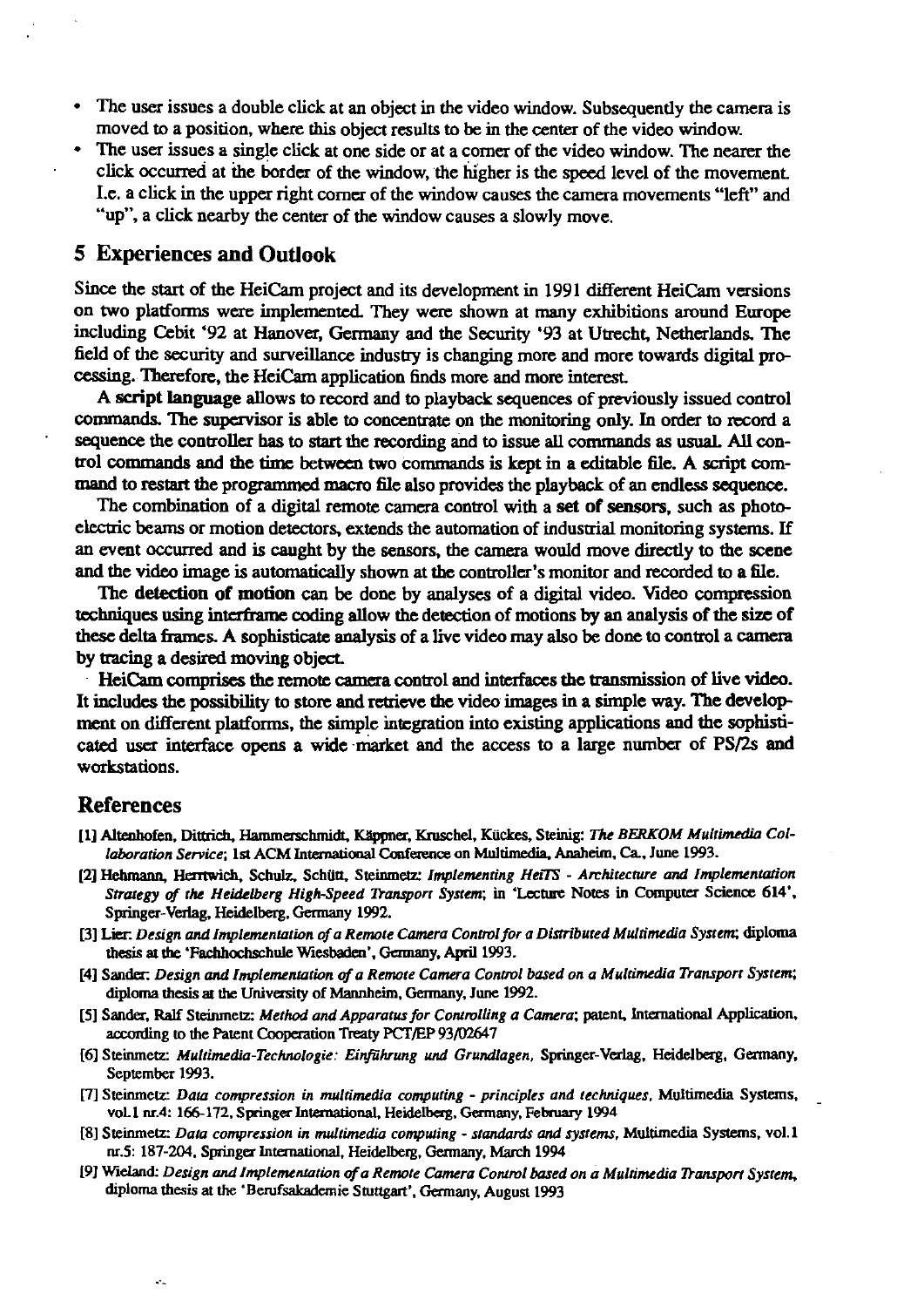- The user issues a double click at an object in the video window. Subsequently the camera is moved to a position, where this object results to be in the center of the video window.
- The user issues a single click at one side or at a corner of the video window. The nearer the click occurred at the border of the window, the higher is the speed level of the movement. I.e. a click in the upper right corner of the window causes the camera movements "left" and "up", a click nearby the center of the window causes a slowly move.

## 5 Experiences and Outlook

Since the start of the HeiCam project and its development in 1991 different HeiCam versions on two platforms were implemented. They were shown at many exhibitions around Europe including Cebit '92 at Hanover, Germany and the Security '93 at Utrecht, Netherlands. The field of the security and surveillance industry is changing more and more towards digital processing. Therefore, the HeiCam application finds more and more interest.

A **script language** allows to record and to playback sequences of previously issued control commands. The supervisor is able to concentrate on the monitoring only. In order to record a sequence the controller has to start the recording and to issue all commands as usual. All control commands and the time between two commands is kept in a editable file. A script command to restart the programmed macro file also provides the playback of an endless sequence.

The combination of a digital remote camera control with a **set of sensors**, such as photoelectric beams or motion detectors, extends the automation of industrial monitoring systems. If an event occurred and is caught by the sensors, the camera would move directly to the scene and the video image is automatically shown at the controller's monitor and recorded to a file.

The **detection of motion** can be done by analyses of a digital video. Video compression techniques using interframe coding allow the detection of motions by an analysis of the size of these delta frames. A sophisticate analysis of a live video may also be done to control a camera by tracing a desired moving object.

HeiCam comprises the remote camera control and interfaces the transmission of live video. It includes the possibility to store and retrieve the video images in a simple way. The development on different platforms, the simple integration into existing applications and the sophisticated user interface opens a wide market and the access to a large number of PS/2s and workstations.

## References

[1] Altenhofen, Dittrich, Hammerschmidt, Käppner, Kruschel, Kückes, Steinig: *The BERKOM Multimedia Collaboration Service*; 1st ACM International Conference on Multimedia, Anaheim, Ca., June 1993.

[2] Hehmann, Herrtwich, Schulz, Schütt, Steinmetz: *Implementing HeiTS - Architecture and Implementation Strategy of the Heidelberg High-Speed Transport System*; in 'Lecture Notes in Computer Science 614', Springer-Verlag, Heidelberg, Germany 1992.

[3] Lier: *Design and Implementation of a Remote Camera Control for a Distributed Multimedia System*; diploma thesis at the 'Fachhochschule Wiesbaden', Germany, April 1993.

[4] Sander: *Design and Implementation of a Remote Camera Control based on a Multimedia Transport System*; diploma thesis at the University of Mannheim, Germany, June 1992.

[5] Sander, Ralf Steinmetz: *Method and Apparatus for Controlling a Camera*; patent, International Application, according to the Patent Cooperation Treaty PCT/EP 93/02647

[6] Steinmetz: *Multimedia-Technologie: Einführung und Grundlagen*, Springer-Verlag, Heidelberg, Germany, September 1993.

[7] Steinmetz: *Data compression in multimedia computing - principles and techniques*, Multimedia Systems, vol.1 nr.4: 166-172, Springer International, Heidelberg, Germany, February 1994

[8] Steinmetz: *Data compression in multimedia computing - standards and systems*, Multimedia Systems, vol.1 nr.5: 187-204, Springer International, Heidelberg, Germany, March 1994

[9] Wieland: *Design and Implementation of a Remote Camera Control based on a Multimedia Transport System*, diploma thesis at the 'Berufsakademie Stuttgart', Germany, August 1993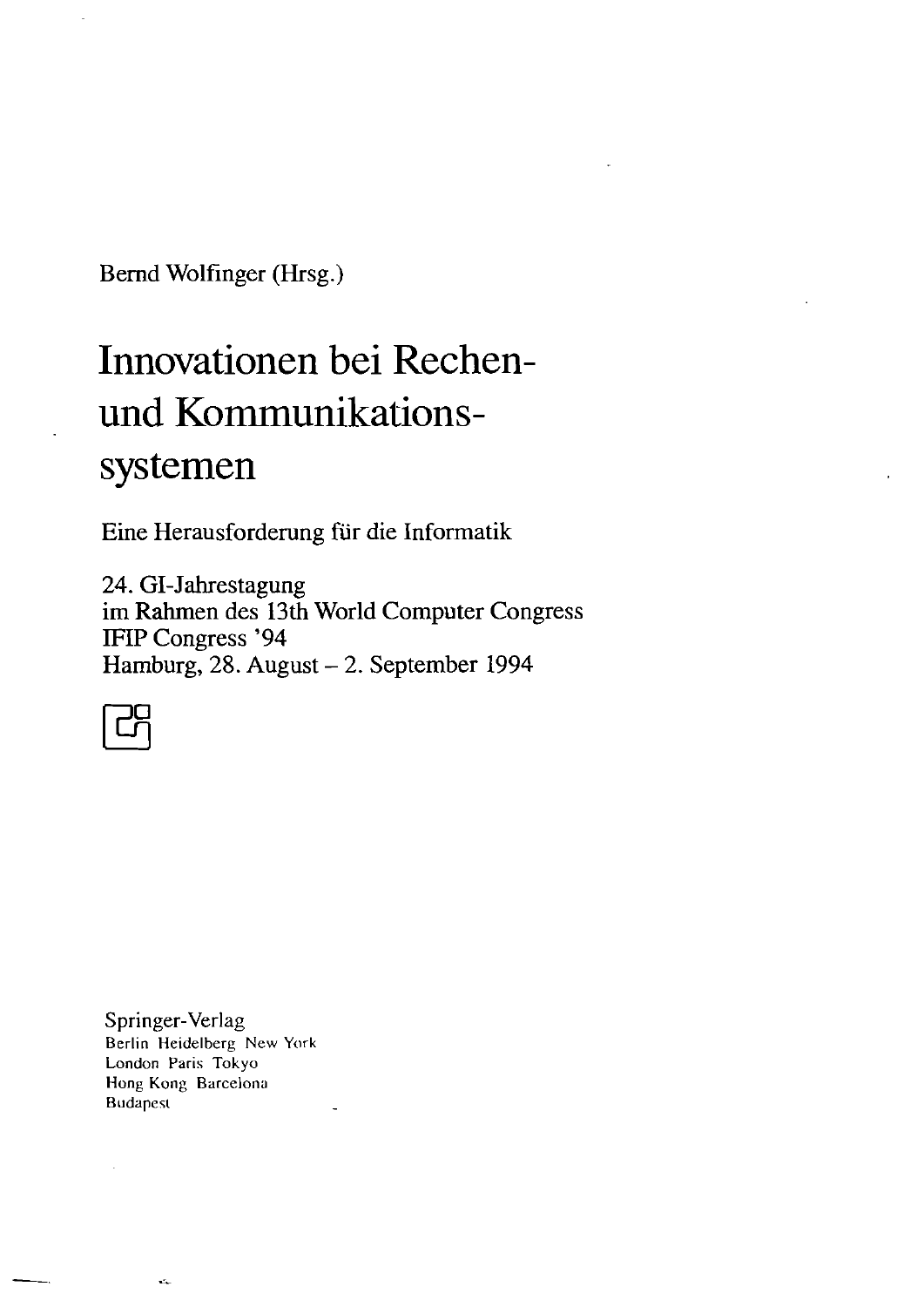Bernd Wolfinger (Hrsg.)

# Innovationen bei Rechen- und Kommunikations-systemen

Eine Herausforderung für die Informatik

24. GI-Jahrestagung
im Rahmen des 13th World Computer Congress
IFIP Congress '94
Hamburg, 28. August – 2. September 1994

Springer-Verlag
Berlin Heidelberg New York
London Paris Tokyo
Hong Kong Barcelona
Budapest